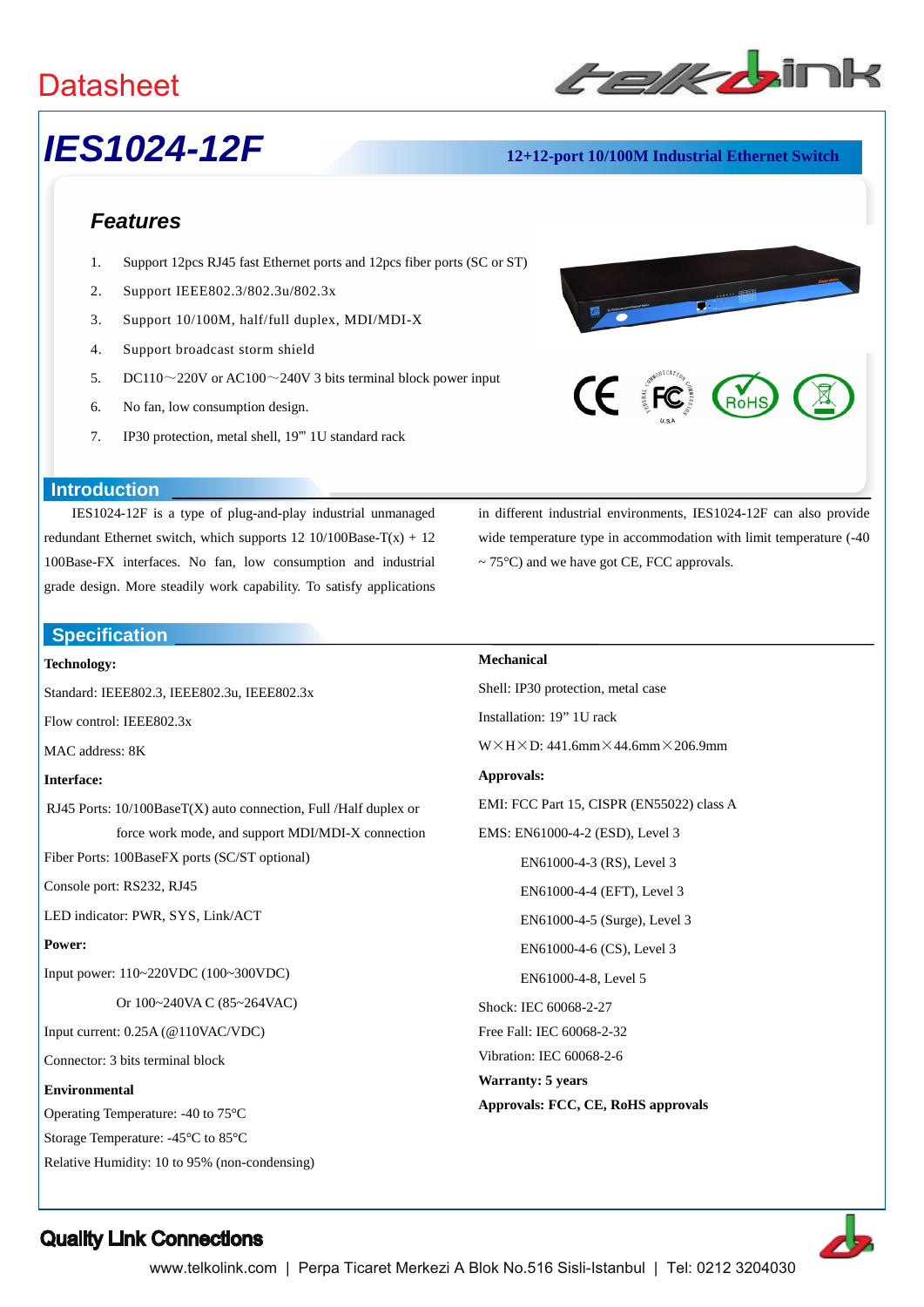Datasheet

# IES1024-12F

**12+12-port 10/100M Industrial Ethernet Switch**

### *Features*

1. Support 12pcs RJ45 fast Ethernet ports and 12pcs fiber ports (SC or ST)
2. Support IEEE802.3/802.3u/802.3x
3. Support 10/100M, half/full duplex, MDI/MDI-X
4. Support broadcast storm shield
5. DC110～220V or AC100～240V 3 bits terminal block power input
6. No fan, low consumption design.
7. IP30 protection, metal shell, 19"' 1U standard rack

## Introduction

IES1024-12F is a type of plug-and-play industrial unmanaged redundant Ethernet switch, which supports 12 10/100Base-T(x) + 12 100Base-FX interfaces. No fan, low consumption and industrial grade design. More steadily work capability. To satisfy applications in different industrial environments, IES1024-12F can also provide wide temperature type in accommodation with limit temperature (-40 ~ 75°C) and we have got CE, FCC approvals.

## Specification

**Technology:**

Standard: IEEE802.3, IEEE802.3u, IEEE802.3x

Flow control: IEEE802.3x

MAC address: 8K

**Interface:**

RJ45 Ports: 10/100BaseT(X) auto connection, Full /Half duplex or force work mode, and support MDI/MDI-X connection

Fiber Ports: 100BaseFX ports (SC/ST optional)

Console port: RS232, RJ45

LED indicator: PWR, SYS, Link/ACT

**Power:**

Input power: 110~220VDC (100~300VDC)

Or 100~240VA C (85~264VAC)

Input current: 0.25A (@110VAC/VDC)

Connector: 3 bits terminal block

**Environmental**

Operating Temperature: -40 to 75°C

Storage Temperature: -45°C to 85°C

Relative Humidity: 10 to 95% (non-condensing)

**Mechanical**

Shell: IP30 protection, metal case

Installation: 19" 1U rack

W×H×D: 441.6mm×44.6mm×206.9mm

**Approvals:**

EMI: FCC Part 15, CISPR (EN55022) class A

EMS: EN61000-4-2 (ESD), Level 3

EN61000-4-3 (RS), Level 3

EN61000-4-4 (EFT), Level 3

EN61000-4-5 (Surge), Level 3

EN61000-4-6 (CS), Level 3

EN61000-4-8, Level 5

Shock: IEC 60068-2-27

Free Fall: IEC 60068-2-32

Vibration: IEC 60068-2-6

**Warranty: 5 years**

**Approvals: FCC, CE, RoHS approvals**

**Quality Link Connections**

www.telkolink.com | Perpa Ticaret Merkezi A Blok No.516 Sisli-Istanbul | Tel: 0212 3204030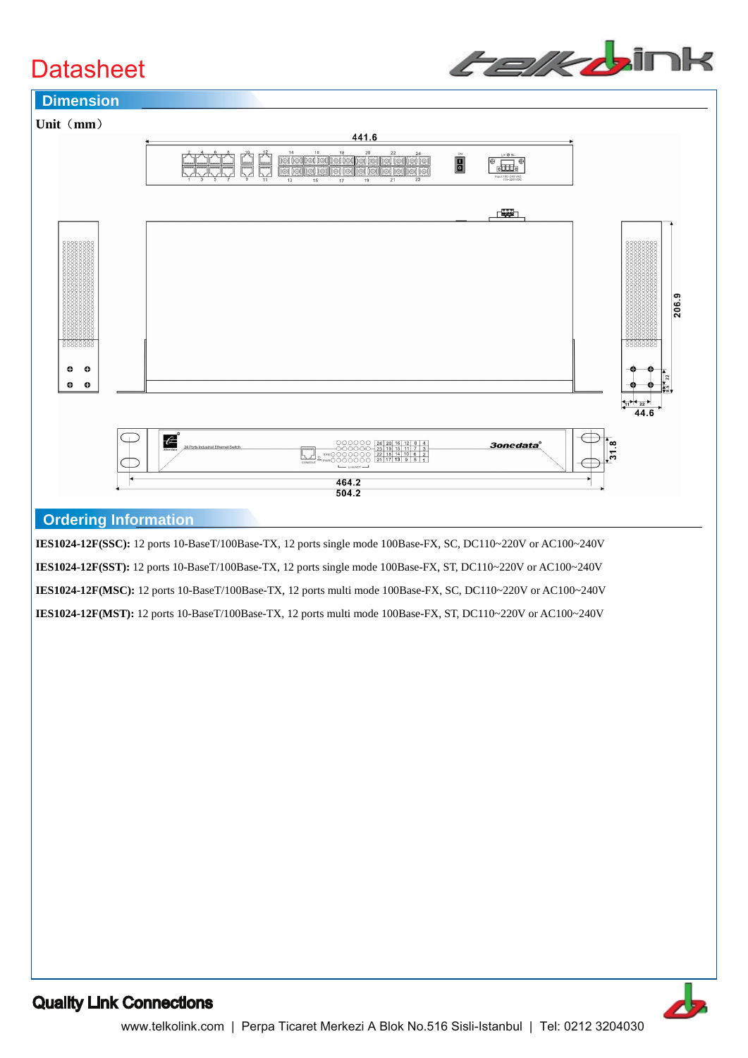# Datasheet

## Dimension

**Unit（mm）**

441.6

206.9

44.6

464.2

504.2

31.8

## Ordering Information

**IES1024-12F(SSC):** 12 ports 10-BaseT/100Base-TX, 12 ports single mode 100Base-FX, SC, DC110~220V or AC100~240V

**IES1024-12F(SST):** 12 ports 10-BaseT/100Base-TX, 12 ports single mode 100Base-FX, ST, DC110~220V or AC100~240V

**IES1024-12F(MSC):** 12 ports 10-BaseT/100Base-TX, 12 ports multi mode 100Base-FX, SC, DC110~220V or AC100~240V

**IES1024-12F(MST):** 12 ports 10-BaseT/100Base-TX, 12 ports multi mode 100Base-FX, ST, DC110~220V or AC100~240V

**Quality Link Connections**

www.telkolink.com | Perpa Ticaret Merkezi A Blok No.516 Sisli-Istanbul | Tel: 0212 3204030